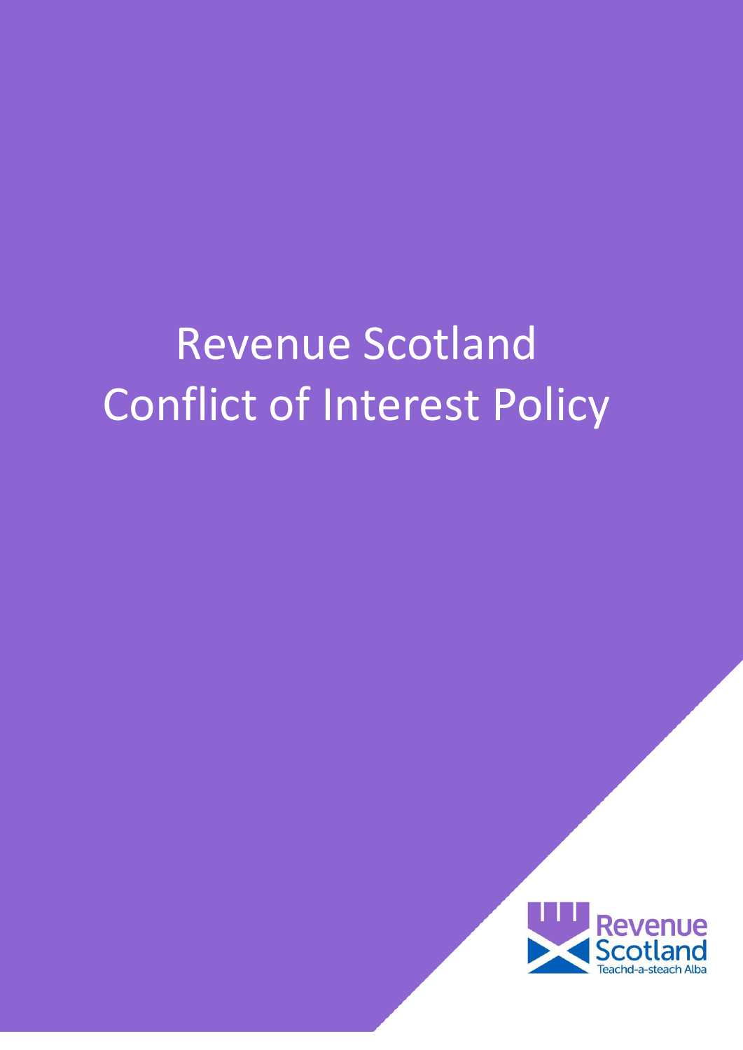# Revenue Scotland Conflict of Interest Policy

Revenue Scotland

Teachd-a-steach Alba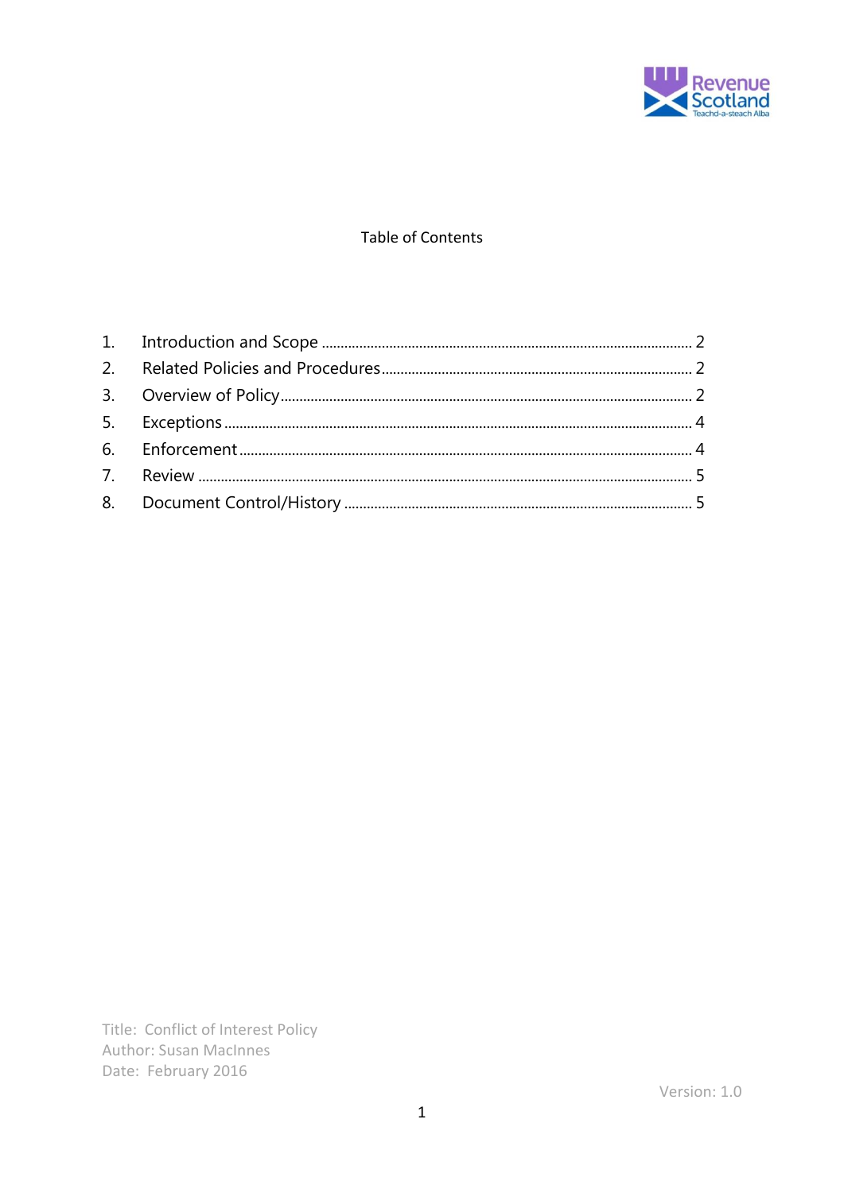Table of Contents

1. Introduction and Scope ........ 2
2. Related Policies and Procedures ........ 2
3. Overview of Policy ........ 2
5. Exceptions ........ 4
6. Enforcement ........ 4
7. Review ........ 5
8. Document Control/History ........ 5

Title: Conflict of Interest Policy
Author: Susan MacInnes
Date: February 2016

Version: 1.0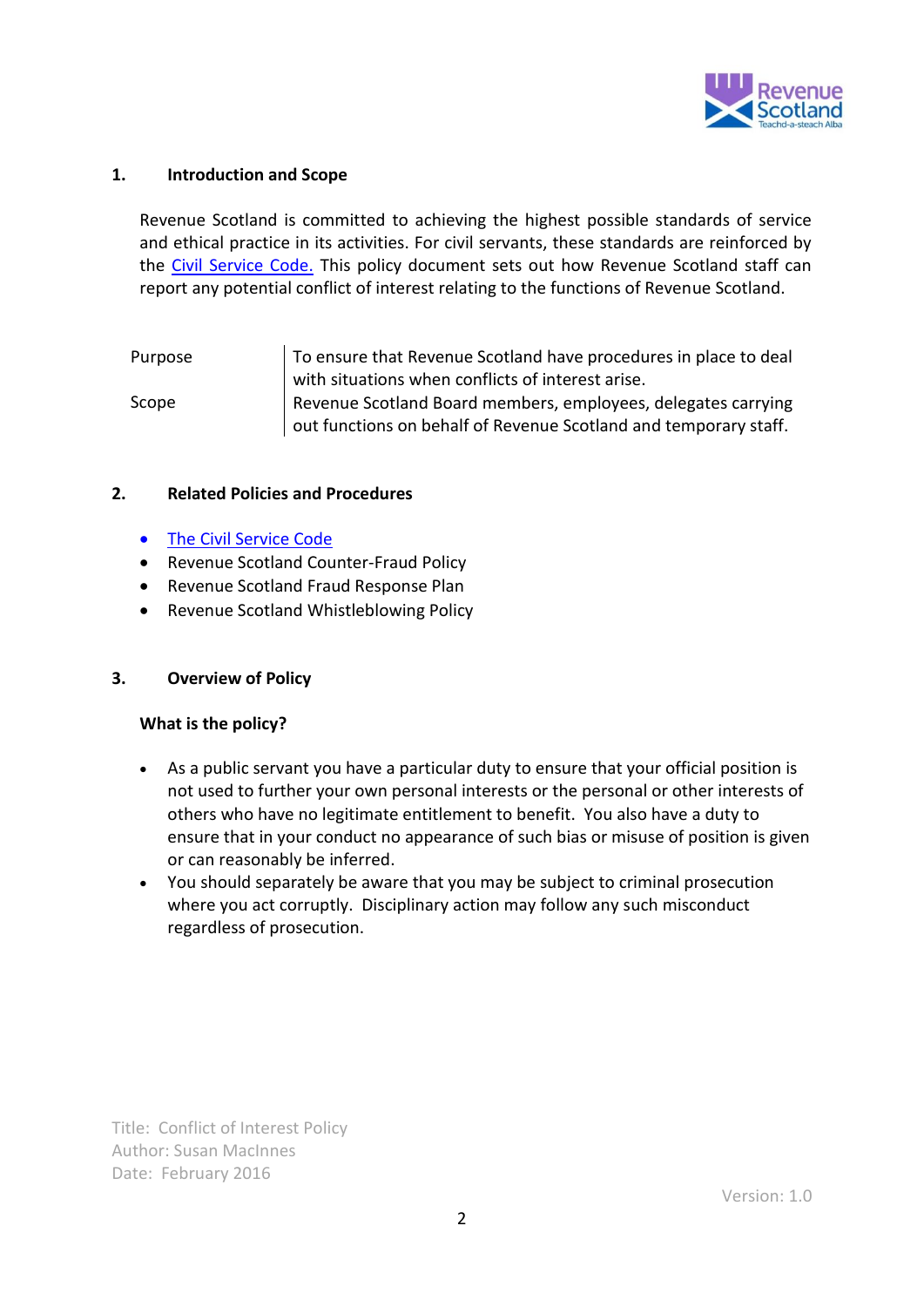## 1. Introduction and Scope

Revenue Scotland is committed to achieving the highest possible standards of service and ethical practice in its activities. For civil servants, these standards are reinforced by the Civil Service Code. This policy document sets out how Revenue Scotland staff can report any potential conflict of interest relating to the functions of Revenue Scotland.

| | |
|---|---|
| Purpose | To ensure that Revenue Scotland have procedures in place to deal with situations when conflicts of interest arise. |
| Scope | Revenue Scotland Board members, employees, delegates carrying out functions on behalf of Revenue Scotland and temporary staff. |

## 2. Related Policies and Procedures

- The Civil Service Code
- Revenue Scotland Counter-Fraud Policy
- Revenue Scotland Fraud Response Plan
- Revenue Scotland Whistleblowing Policy

## 3. Overview of Policy

### What is the policy?

- As a public servant you have a particular duty to ensure that your official position is not used to further your own personal interests or the personal or other interests of others who have no legitimate entitlement to benefit. You also have a duty to ensure that in your conduct no appearance of such bias or misuse of position is given or can reasonably be inferred.
- You should separately be aware that you may be subject to criminal prosecution where you act corruptly. Disciplinary action may follow any such misconduct regardless of prosecution.

Title: Conflict of Interest Policy
Author: Susan MacInnes
Date: February 2016

Version: 1.0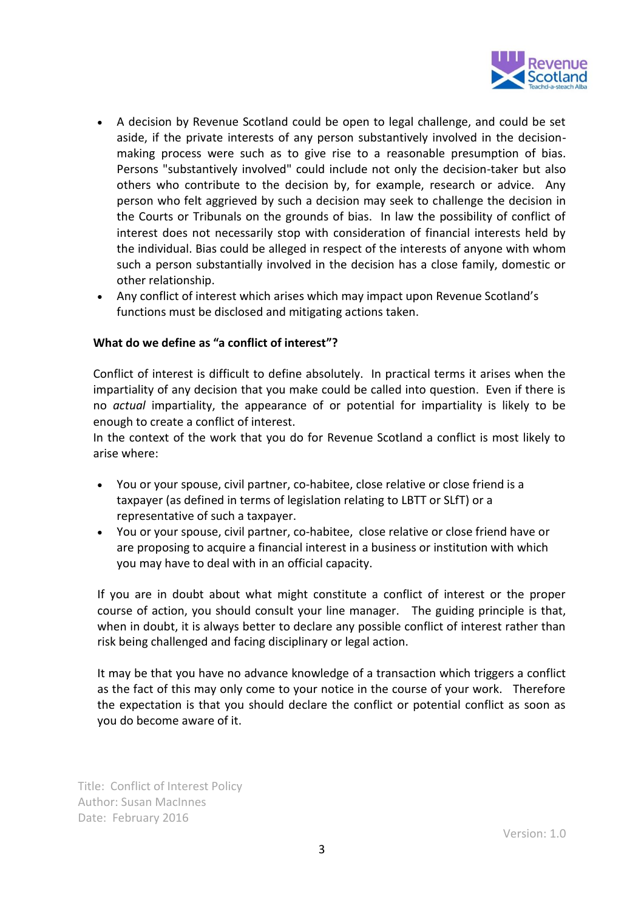- A decision by Revenue Scotland could be open to legal challenge, and could be set aside, if the private interests of any person substantively involved in the decision-making process were such as to give rise to a reasonable presumption of bias. Persons "substantively involved" could include not only the decision-taker but also others who contribute to the decision by, for example, research or advice. Any person who felt aggrieved by such a decision may seek to challenge the decision in the Courts or Tribunals on the grounds of bias. In law the possibility of conflict of interest does not necessarily stop with consideration of financial interests held by the individual. Bias could be alleged in respect of the interests of anyone with whom such a person substantially involved in the decision has a close family, domestic or other relationship.
- Any conflict of interest which arises which may impact upon Revenue Scotland's functions must be disclosed and mitigating actions taken.

**What do we define as "a conflict of interest"?**

Conflict of interest is difficult to define absolutely. In practical terms it arises when the impartiality of any decision that you make could be called into question. Even if there is no *actual* impartiality, the appearance of or potential for impartiality is likely to be enough to create a conflict of interest.
In the context of the work that you do for Revenue Scotland a conflict is most likely to arise where:

- You or your spouse, civil partner, co-habitee, close relative or close friend is a taxpayer (as defined in terms of legislation relating to LBTT or SLfT) or a representative of such a taxpayer.
- You or your spouse, civil partner, co-habitee, close relative or close friend have or are proposing to acquire a financial interest in a business or institution with which you may have to deal with in an official capacity.

If you are in doubt about what might constitute a conflict of interest or the proper course of action, you should consult your line manager. The guiding principle is that, when in doubt, it is always better to declare any possible conflict of interest rather than risk being challenged and facing disciplinary or legal action.

It may be that you have no advance knowledge of a transaction which triggers a conflict as the fact of this may only come to your notice in the course of your work. Therefore the expectation is that you should declare the conflict or potential conflict as soon as you do become aware of it.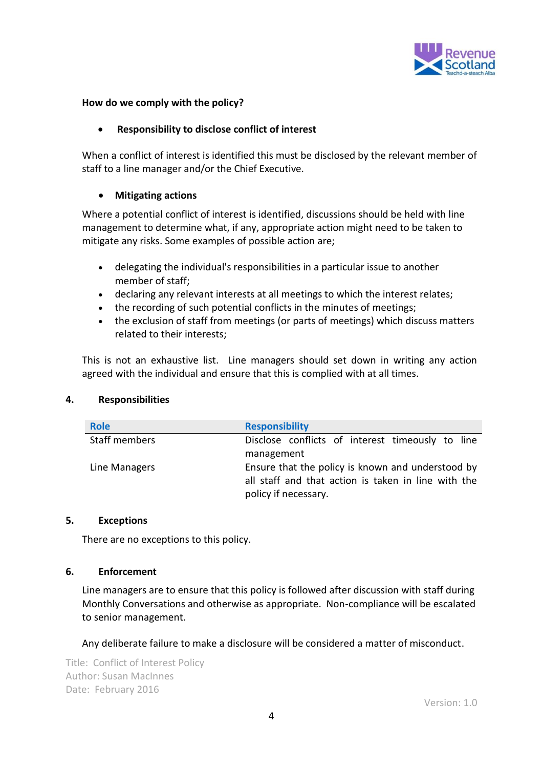**How do we comply with the policy?**

- **Responsibility to disclose conflict of interest**

When a conflict of interest is identified this must be disclosed by the relevant member of staff to a line manager and/or the Chief Executive.

- **Mitigating actions**

Where a potential conflict of interest is identified, discussions should be held with line management to determine what, if any, appropriate action might need to be taken to mitigate any risks. Some examples of possible action are;

- delegating the individual's responsibilities in a particular issue to another member of staff;
- declaring any relevant interests at all meetings to which the interest relates;
- the recording of such potential conflicts in the minutes of meetings;
- the exclusion of staff from meetings (or parts of meetings) which discuss matters related to their interests;

This is not an exhaustive list. Line managers should set down in writing any action agreed with the individual and ensure that this is complied with at all times.

## 4. Responsibilities

| Role | Responsibility |
|---|---|
| Staff members | Disclose conflicts of interest timeously to line management |
| Line Managers | Ensure that the policy is known and understood by all staff and that action is taken in line with the policy if necessary. |

## 5. Exceptions

There are no exceptions to this policy.

## 6. Enforcement

Line managers are to ensure that this policy is followed after discussion with staff during Monthly Conversations and otherwise as appropriate. Non-compliance will be escalated to senior management.

Any deliberate failure to make a disclosure will be considered a matter of misconduct.

Title: Conflict of Interest Policy
Author: Susan MacInnes
Date: February 2016

Version: 1.0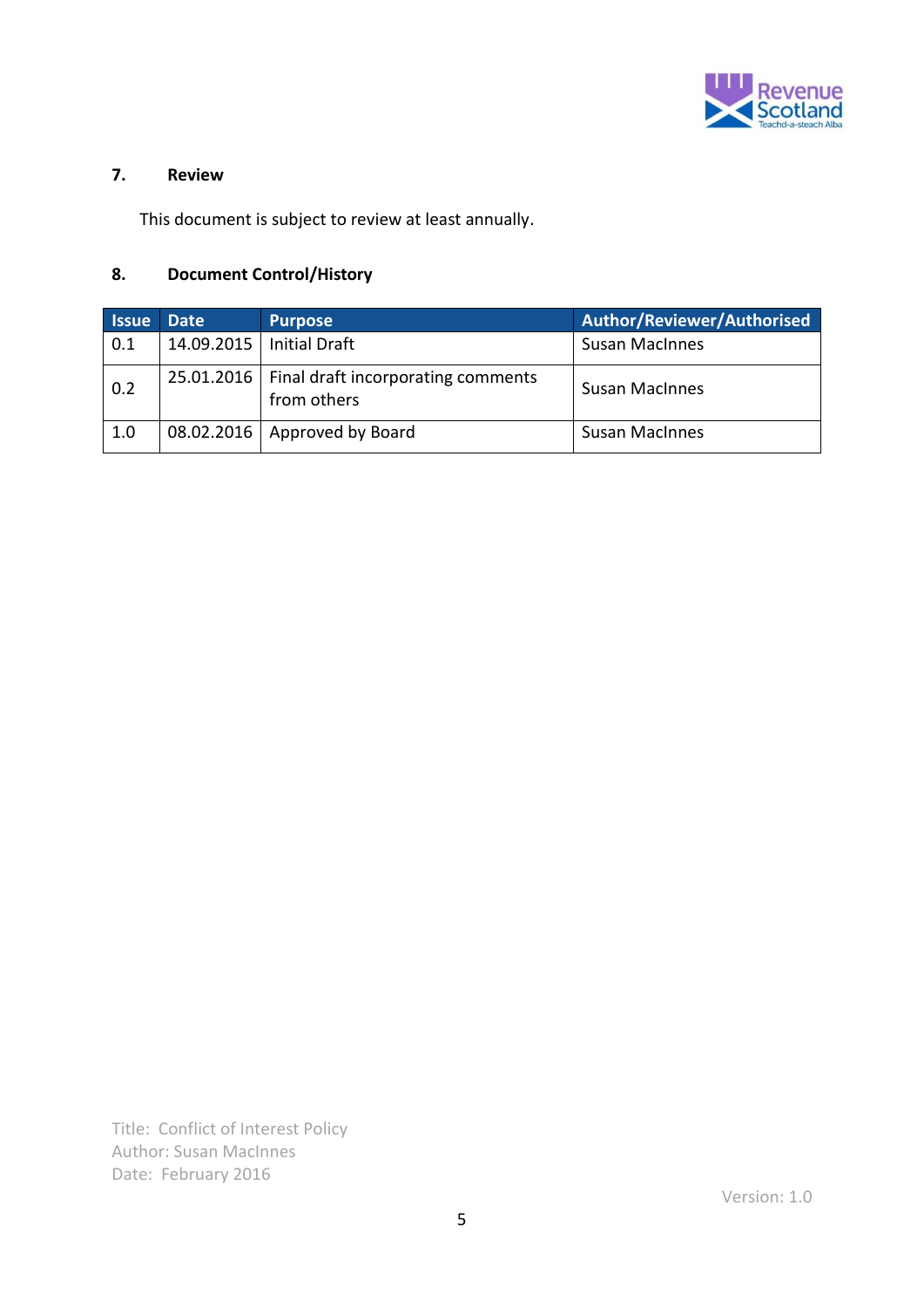## 7. Review

This document is subject to review at least annually.

## 8. Document Control/History

| Issue | Date | Purpose | Author/Reviewer/Authorised |
|---|---|---|---|
| 0.1 | 14.09.2015 | Initial Draft | Susan MacInnes |
| 0.2 | 25.01.2016 | Final draft incorporating comments from others | Susan MacInnes |
| 1.0 | 08.02.2016 | Approved by Board | Susan MacInnes |